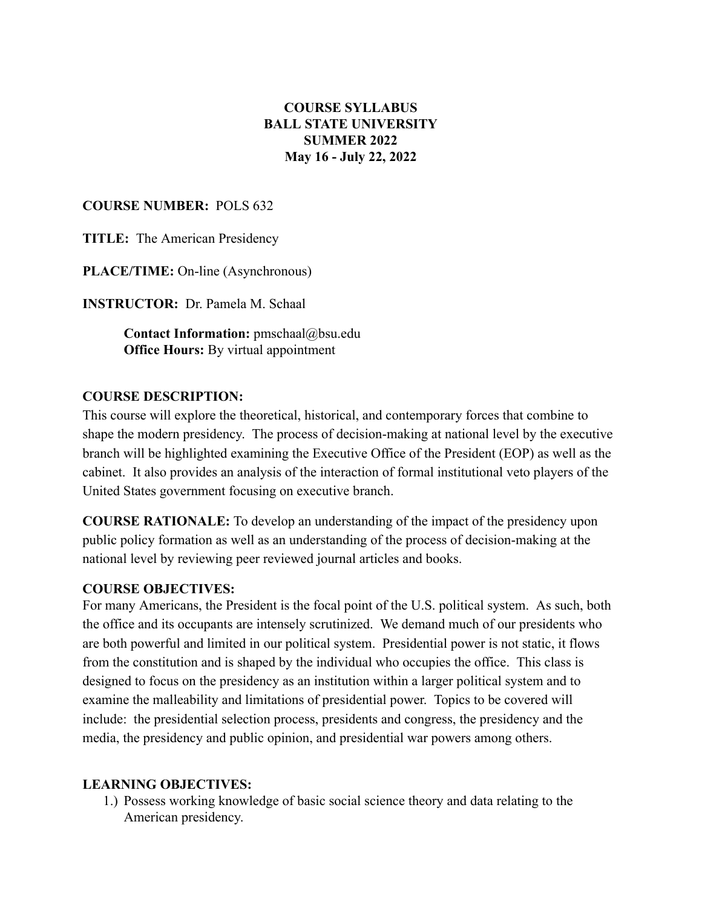**COURSE SYLLABUS**
**BALL STATE UNIVERSITY**
**SUMMER 2022**
**May 16 - July 22, 2022**

**COURSE NUMBER:** POLS 632

**TITLE:** The American Presidency

**PLACE/TIME:** On-line (Asynchronous)

**INSTRUCTOR:** Dr. Pamela M. Schaal

> **Contact Information:** pmschaal@bsu.edu
> **Office Hours:** By virtual appointment

**COURSE DESCRIPTION:**
This course will explore the theoretical, historical, and contemporary forces that combine to shape the modern presidency. The process of decision-making at national level by the executive branch will be highlighted examining the Executive Office of the President (EOP) as well as the cabinet. It also provides an analysis of the interaction of formal institutional veto players of the United States government focusing on executive branch.

**COURSE RATIONALE:** To develop an understanding of the impact of the presidency upon public policy formation as well as an understanding of the process of decision-making at the national level by reviewing peer reviewed journal articles and books.

**COURSE OBJECTIVES:**
For many Americans, the President is the focal point of the U.S. political system. As such, both the office and its occupants are intensely scrutinized. We demand much of our presidents who are both powerful and limited in our political system. Presidential power is not static, it flows from the constitution and is shaped by the individual who occupies the office. This class is designed to focus on the presidency as an institution within a larger political system and to examine the malleability and limitations of presidential power. Topics to be covered will include: the presidential selection process, presidents and congress, the presidency and the media, the presidency and public opinion, and presidential war powers among others.

**LEARNING OBJECTIVES:**

1.) Possess working knowledge of basic social science theory and data relating to the American presidency.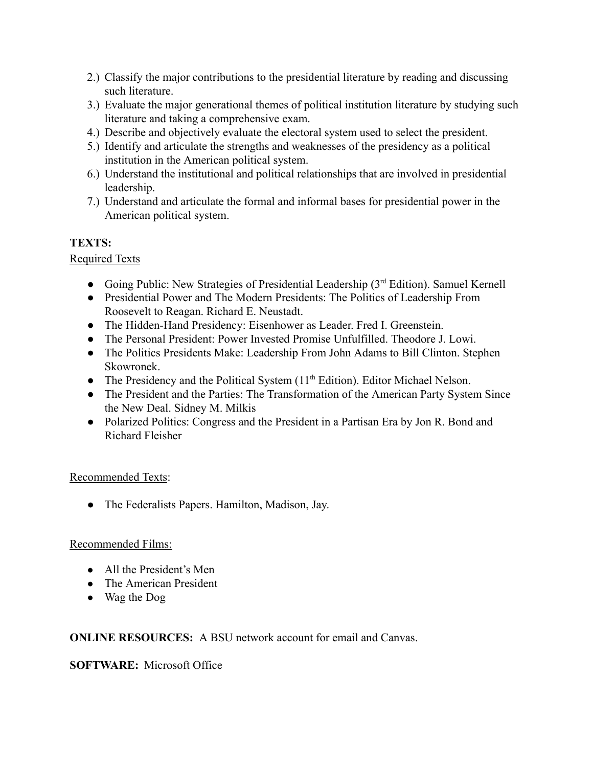2.) Classify the major contributions to the presidential literature by reading and discussing such literature.
3.) Evaluate the major generational themes of political institution literature by studying such literature and taking a comprehensive exam.
4.) Describe and objectively evaluate the electoral system used to select the president.
5.) Identify and articulate the strengths and weaknesses of the presidency as a political institution in the American political system.
6.) Understand the institutional and political relationships that are involved in presidential leadership.
7.) Understand and articulate the formal and informal bases for presidential power in the American political system.

**TEXTS:**

Required Texts

- Going Public: New Strategies of Presidential Leadership (3rd Edition). Samuel Kernell
- Presidential Power and The Modern Presidents: The Politics of Leadership From Roosevelt to Reagan. Richard E. Neustadt.
- The Hidden-Hand Presidency: Eisenhower as Leader. Fred I. Greenstein.
- The Personal President: Power Invested Promise Unfulfilled. Theodore J. Lowi.
- The Politics Presidents Make: Leadership From John Adams to Bill Clinton. Stephen Skowronek.
- The Presidency and the Political System (11th Edition). Editor Michael Nelson.
- The President and the Parties: The Transformation of the American Party System Since the New Deal. Sidney M. Milkis
- Polarized Politics: Congress and the President in a Partisan Era by Jon R. Bond and Richard Fleisher

Recommended Texts:

- The Federalists Papers. Hamilton, Madison, Jay.

Recommended Films:

- All the President's Men
- The American President
- Wag the Dog

**ONLINE RESOURCES:** A BSU network account for email and Canvas.

**SOFTWARE:** Microsoft Office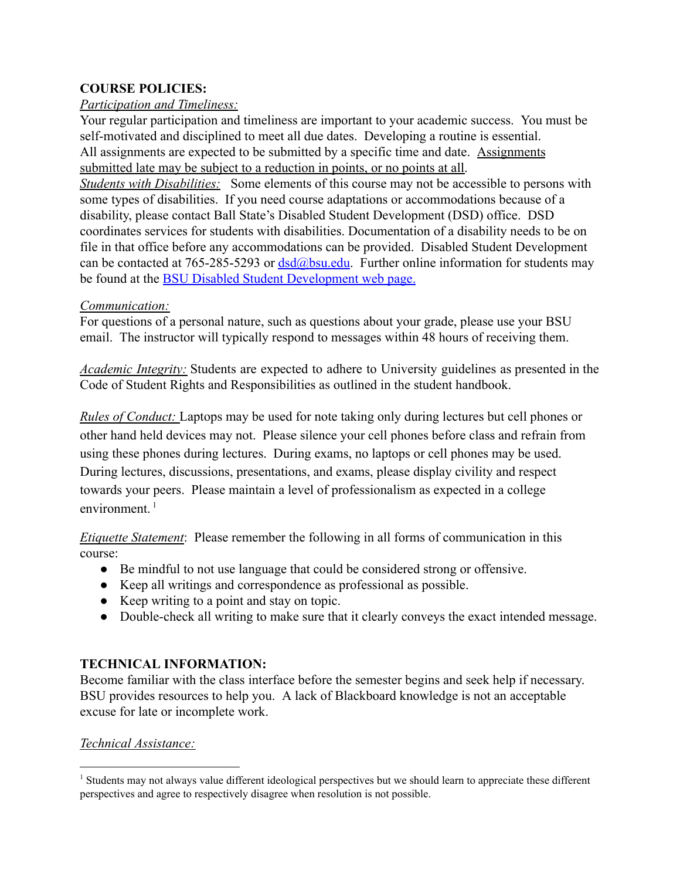**COURSE POLICIES:**

*Participation and Timeliness:*

Your regular participation and timeliness are important to your academic success. You must be self-motivated and disciplined to meet all due dates. Developing a routine is essential. All assignments are expected to be submitted by a specific time and date. Assignments submitted late may be subject to a reduction in points, or no points at all.

*Students with Disabilities:* Some elements of this course may not be accessible to persons with some types of disabilities. If you need course adaptations or accommodations because of a disability, please contact Ball State's Disabled Student Development (DSD) office. DSD coordinates services for students with disabilities. Documentation of a disability needs to be on file in that office before any accommodations can be provided. Disabled Student Development can be contacted at 765-285-5293 or [dsd@bsu.edu](mailto:dsd@bsu.edu). Further online information for students may be found at the [BSU Disabled Student Development web page.]()

*Communication:*

For questions of a personal nature, such as questions about your grade, please use your BSU email. The instructor will typically respond to messages within 48 hours of receiving them.

*Academic Integrity:* Students are expected to adhere to University guidelines as presented in the Code of Student Rights and Responsibilities as outlined in the student handbook.

*Rules of Conduct:* Laptops may be used for note taking only during lectures but cell phones or other hand held devices may not. Please silence your cell phones before class and refrain from using these phones during lectures. During exams, no laptops or cell phones may be used. During lectures, discussions, presentations, and exams, please display civility and respect towards your peers. Please maintain a level of professionalism as expected in a college environment.[1]

*Etiquette Statement*: Please remember the following in all forms of communication in this course:

- Be mindful to not use language that could be considered strong or offensive.
- Keep all writings and correspondence as professional as possible.
- Keep writing to a point and stay on topic.
- Double-check all writing to make sure that it clearly conveys the exact intended message.

**TECHNICAL INFORMATION:**

Become familiar with the class interface before the semester begins and seek help if necessary. BSU provides resources to help you. A lack of Blackboard knowledge is not an acceptable excuse for late or incomplete work.

*Technical Assistance:*

---

[1] Students may not always value different ideological perspectives but we should learn to appreciate these different perspectives and agree to respectively disagree when resolution is not possible.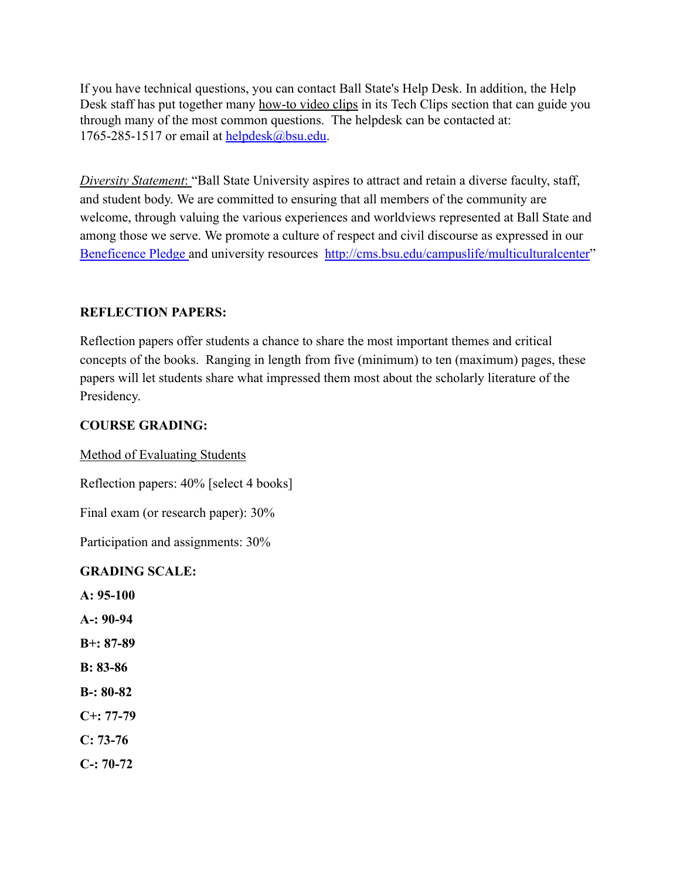If you have technical questions, you can contact Ball State's Help Desk. In addition, the Help Desk staff has put together many how-to video clips in its Tech Clips section that can guide you through many of the most common questions. The helpdesk can be contacted at: 1765-285-1517 or email at helpdesk@bsu.edu.

*Diversity Statement*: "Ball State University aspires to attract and retain a diverse faculty, staff, and student body. We are committed to ensuring that all members of the community are welcome, through valuing the various experiences and worldviews represented at Ball State and among those we serve. We promote a culture of respect and civil discourse as expressed in our Beneficence Pledge and university resources http://cms.bsu.edu/campuslife/multiculturalcenter"

**REFLECTION PAPERS:**

Reflection papers offer students a chance to share the most important themes and critical concepts of the books. Ranging in length from five (minimum) to ten (maximum) pages, these papers will let students share what impressed them most about the scholarly literature of the Presidency.

**COURSE GRADING:**

Method of Evaluating Students

Reflection papers: 40% [select 4 books]

Final exam (or research paper): 30%

Participation and assignments: 30%

**GRADING SCALE:**

**A: 95-100**

**A-: 90-94**

**B+: 87-89**

**B: 83-86**

**B-: 80-82**

**C+: 77-79**

**C: 73-76**

**C-: 70-72**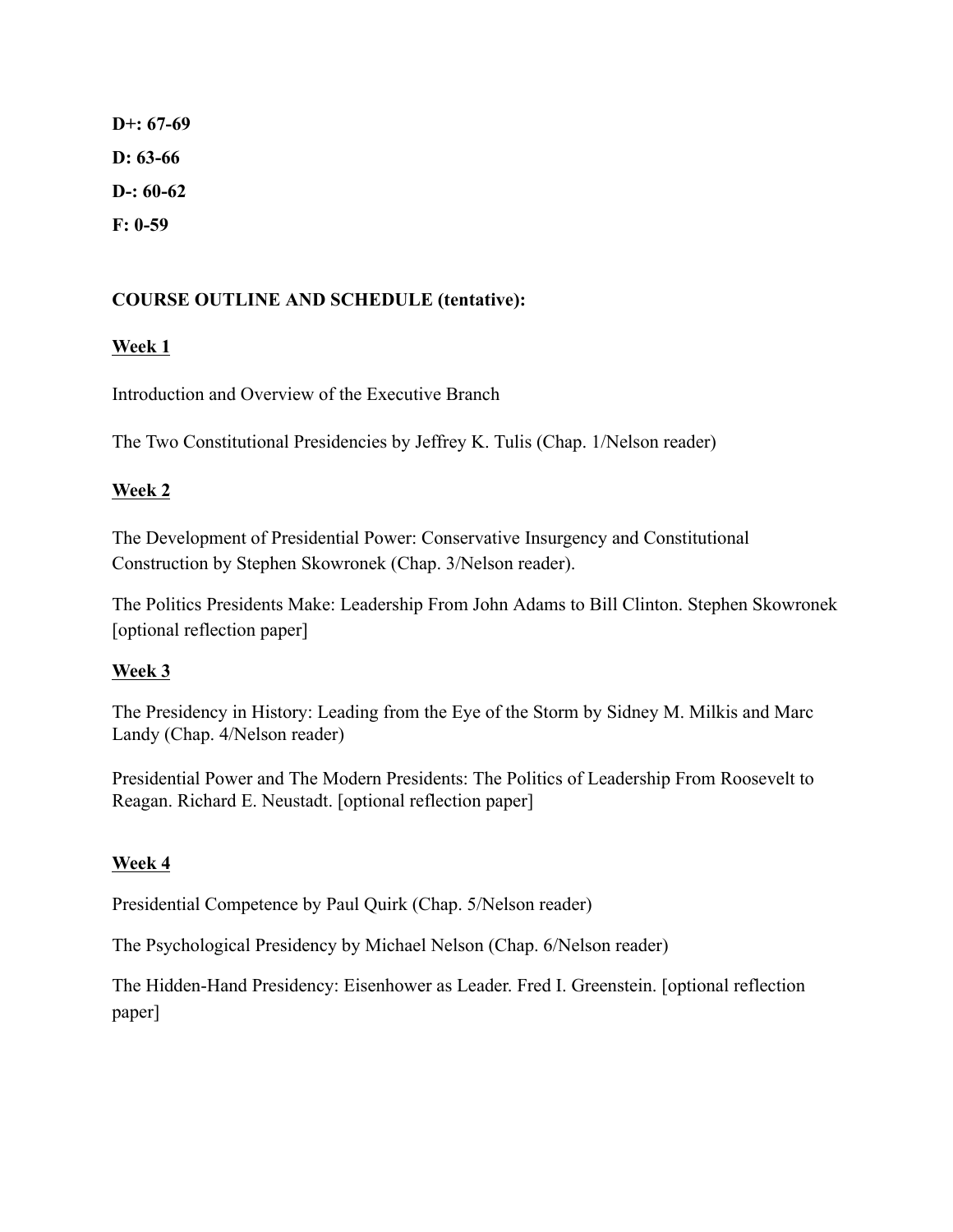**D+: 67-69**

**D: 63-66**

**D-: 60-62**

**F: 0-59**

**COURSE OUTLINE AND SCHEDULE (tentative):**

**Week 1**

Introduction and Overview of the Executive Branch

The Two Constitutional Presidencies by Jeffrey K. Tulis (Chap. 1/Nelson reader)

**Week 2**

The Development of Presidential Power: Conservative Insurgency and Constitutional Construction by Stephen Skowronek (Chap. 3/Nelson reader).

The Politics Presidents Make: Leadership From John Adams to Bill Clinton. Stephen Skowronek [optional reflection paper]

**Week 3**

The Presidency in History: Leading from the Eye of the Storm by Sidney M. Milkis and Marc Landy (Chap. 4/Nelson reader)

Presidential Power and The Modern Presidents: The Politics of Leadership From Roosevelt to Reagan. Richard E. Neustadt. [optional reflection paper]

**Week 4**

Presidential Competence by Paul Quirk (Chap. 5/Nelson reader)

The Psychological Presidency by Michael Nelson (Chap. 6/Nelson reader)

The Hidden-Hand Presidency: Eisenhower as Leader. Fred I. Greenstein. [optional reflection paper]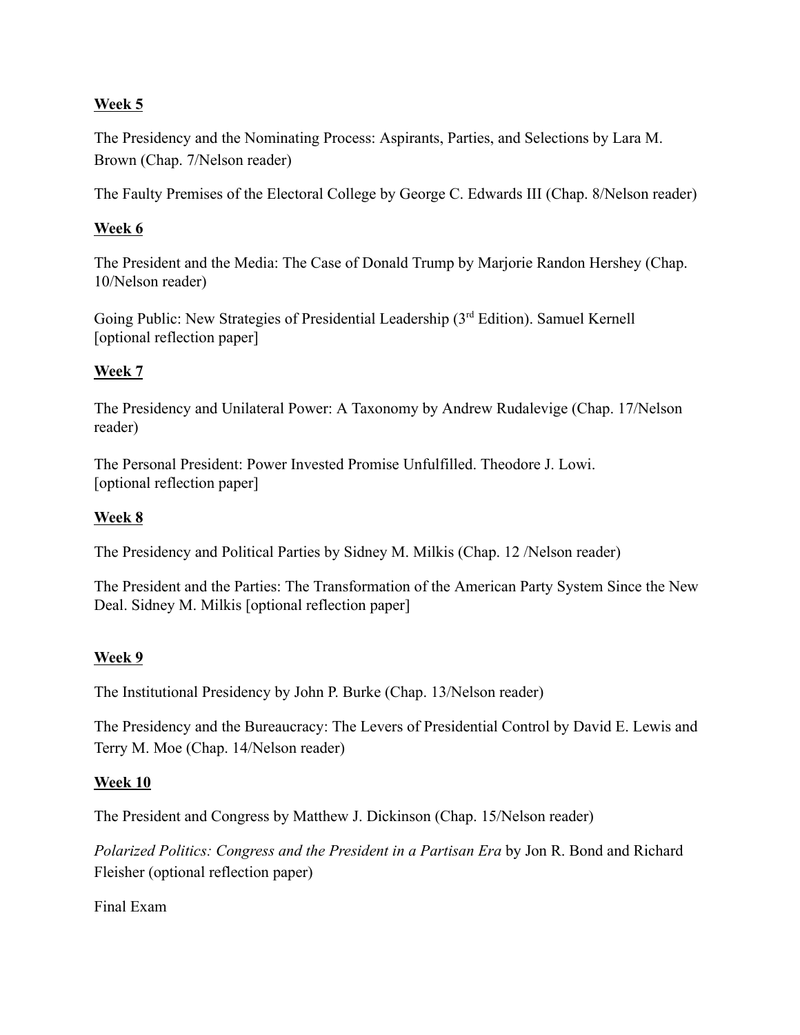**Week 5**

The Presidency and the Nominating Process: Aspirants, Parties, and Selections by Lara M. Brown (Chap. 7/Nelson reader)

The Faulty Premises of the Electoral College by George C. Edwards III (Chap. 8/Nelson reader)

**Week 6**

The President and the Media: The Case of Donald Trump by Marjorie Randon Hershey (Chap. 10/Nelson reader)

Going Public: New Strategies of Presidential Leadership (3rd Edition). Samuel Kernell [optional reflection paper]

**Week 7**

The Presidency and Unilateral Power: A Taxonomy by Andrew Rudalevige (Chap. 17/Nelson reader)

The Personal President: Power Invested Promise Unfulfilled. Theodore J. Lowi. [optional reflection paper]

**Week 8**

The Presidency and Political Parties by Sidney M. Milkis (Chap. 12 /Nelson reader)

The President and the Parties: The Transformation of the American Party System Since the New Deal. Sidney M. Milkis [optional reflection paper]

**Week 9**

The Institutional Presidency by John P. Burke (Chap. 13/Nelson reader)

The Presidency and the Bureaucracy: The Levers of Presidential Control by David E. Lewis and Terry M. Moe (Chap. 14/Nelson reader)

**Week 10**

The President and Congress by Matthew J. Dickinson (Chap. 15/Nelson reader)

*Polarized Politics: Congress and the President in a Partisan Era* by Jon R. Bond and Richard Fleisher (optional reflection paper)

Final Exam